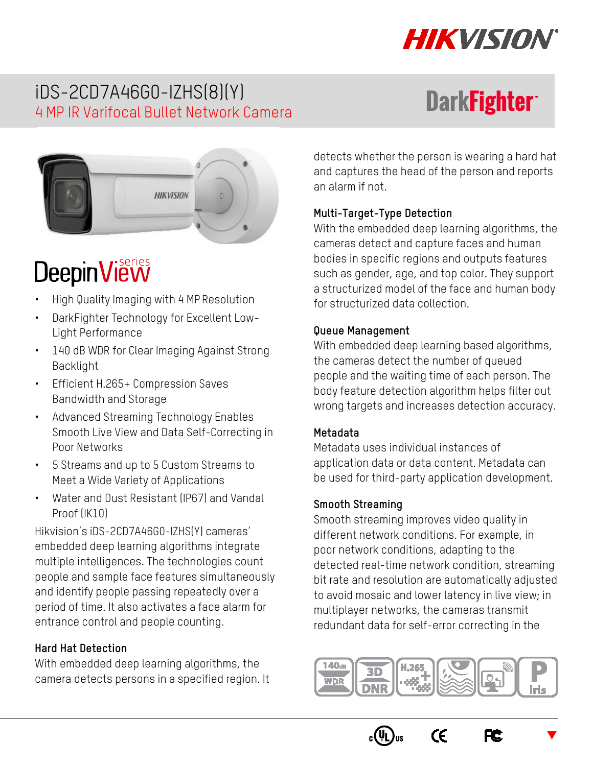# iDS-2CD7A46G0-IZHS(8)(Y)

## 4 MP IR Varifocal Bullet Network Camera

DarkFighter

DeepinView series

- High Quality Imaging with 4 MP Resolution
- DarkFighter Technology for Excellent Low-Light Performance
- 140 dB WDR for Clear Imaging Against Strong Backlight
- Efficient H.265+ Compression Saves Bandwidth and Storage
- Advanced Streaming Technology Enables Smooth Live View and Data Self-Correcting in Poor Networks
- 5 Streams and up to 5 Custom Streams to Meet a Wide Variety of Applications
- Water and Dust Resistant (IP67) and Vandal Proof (IK10)

Hikvision's iDS-2CD7A46G0-IZHS(Y) cameras' embedded deep learning algorithms integrate multiple intelligences. The technologies count people and sample face features simultaneously and identify people passing repeatedly over a period of time. It also activates a face alarm for entrance control and people counting.

### Hard Hat Detection

With embedded deep learning algorithms, the camera detects persons in a specified region. It detects whether the person is wearing a hard hat and captures the head of the person and reports an alarm if not.

### Multi-Target-Type Detection

With the embedded deep learning algorithms, the cameras detect and capture faces and human bodies in specific regions and outputs features such as gender, age, and top color. They support a structurized model of the face and human body for structurized data collection.

### Queue Management

With embedded deep learning based algorithms, the cameras detect the number of queued people and the waiting time of each person. The body feature detection algorithm helps filter out wrong targets and increases detection accuracy.

### Metadata

Metadata uses individual instances of application data or data content. Metadata can be used for third-party application development.

### Smooth Streaming

Smooth streaming improves video quality in different network conditions. For example, in poor network conditions, adapting to the detected real-time network condition, streaming bit rate and resolution are automatically adjusted to avoid mosaic and lower latency in live view; in multiplayer networks, the cameras transmit redundant data for self-error correcting in the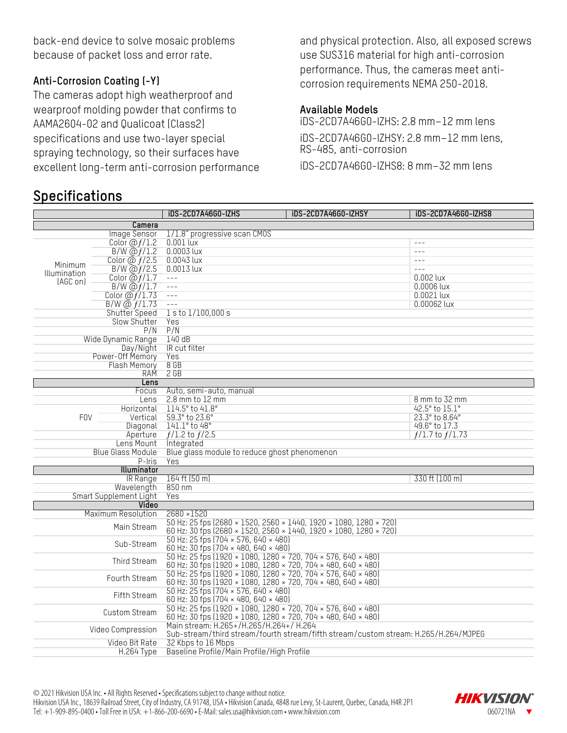back-end device to solve mosaic problems because of packet loss and error rate.

### Anti-Corrosion Coating (-Y)

The cameras adopt high weatherproof and wearproof molding powder that confirms to AAMA2604-02 and Qualicoat (Class2) specifications and use two-layer special spraying technology, so their surfaces have excellent long-term anti-corrosion performance and physical protection. Also, all exposed screws use SUS316 material for high anti-corrosion performance. Thus, the cameras meet anti-corrosion requirements NEMA 250-2018.

### Available Models

iDS-2CD7A46G0-IZHS: 2.8 mm–12 mm lens

iDS-2CD7A46G0-IZHSY: 2.8 mm–12 mm lens, RS-485, anti-corrosion

iDS-2CD7A46G0-IZHS8: 8 mm–32 mm lens

## Specifications

| | | iDS-2CD7A46G0-IZHS | iDS-2CD7A46G0-IZHSY | iDS-2CD7A46G0-IZHS8 |
|---|---|---|---|---|
| **Camera** | | | | |
| Image Sensor | | 1/1.8" progressive scan CMOS | | |
| Minimum Illumination (AGC on) | Color @ƒ/1.2 | 0.001 lux | | --- |
| | B/W @ƒ/1.2 | 0.0003 lux | | --- |
| | Color @ ƒ/2.5 | 0.0043 lux | | --- |
| | B/W @ƒ/2.5 | 0.0013 lux | | --- |
| | Color @ƒ/1.7 | --- | | 0.002 lux |
| | B/W @ƒ/1.7 | --- | | 0.0006 lux |
| | Color @ƒ/1.73 | --- | | 0.0021 lux |
| | B/W @ ƒ/1.73 | --- | | 0.00062 lux |
| Shutter Speed | | 1 s to 1/100,000 s | | |
| Slow Shutter | | Yes | | |
| P/N | | P/N | | |
| Wide Dynamic Range | | 140 dB | | |
| Day/Night | | IR cut filter | | |
| Power-Off Memory | | Yes | | |
| Flash Memory | | 8 GB | | |
| RAM | | 2 GB | | |
| **Lens** | | | | |
| Focus | | Auto, semi-auto, manual | | |
| Lens | | 2.8 mm to 12 mm | | 8 mm to 32 mm |
| FOV | Horizontal | 114.5° to 41.8° | | 42.5° to 15.1° |
| | Vertical | 59.3° to 23.6° | | 23.3° to 8.64° |
| | Diagonal | 141.1° to 48° | | 49.6° to 17.3 |
| Aperture | | ƒ/1.2 to ƒ/2.5 | | ƒ/1.7 to ƒ/1.73 |
| Lens Mount | | Integrated | | |
| Blue Glass Module | | Blue glass module to reduce ghost phenomenon | | |
| P-Iris | | Yes | | |
| **Illuminator** | | | | |
| IR Range | | 164 ft (50 m) | | 330 ft (100 m) |
| Wavelength | | 850 nm | | |
| Smart Supplement Light | | Yes | | |
| **Video** | | | | |
| Maximum Resolution | | 2680 ×1520 | | |
| Main Stream | | 50 Hz: 25 fps (2680 × 1520, 2560 × 1440, 1920 × 1080, 1280 × 720)<br>60 Hz: 30 fps (2680 × 1520, 2560 × 1440, 1920 × 1080, 1280 × 720) | | |
| Sub-Stream | | 50 Hz: 25 fps (704 × 576, 640 × 480)<br>60 Hz: 30 fps (704 × 480, 640 × 480) | | |
| Third Stream | | 50 Hz: 25 fps (1920 × 1080, 1280 × 720, 704 × 576, 640 × 480)<br>60 Hz: 30 fps (1920 × 1080, 1280 × 720, 704 × 480, 640 × 480) | | |
| Fourth Stream | | 50 Hz: 25 fps (1920 × 1080, 1280 × 720, 704 × 576, 640 × 480)<br>60 Hz: 30 fps (1920 × 1080, 1280 × 720, 704 × 480, 640 × 480) | | |
| Fifth Stream | | 50 Hz: 25 fps (704 × 576, 640 × 480)<br>60 Hz: 30 fps (704 × 480, 640 × 480) | | |
| Custom Stream | | 50 Hz: 25 fps (1920 × 1080, 1280 × 720, 704 × 576, 640 × 480)<br>60 Hz: 30 fps (1920 × 1080, 1280 × 720, 704 × 480, 640 × 480) | | |
| Video Compression | | Main stream: H.265+/H.265/H.264+/ H.264<br>Sub-stream/third stream/fourth stream/fifth stream/custom stream: H.265/H.264/MJPEG | | |
| Video Bit Rate | | 32 Kbps to 16 Mbps | | |
| H.264 Type | | Baseline Profile/Main Profile/High Profile | | |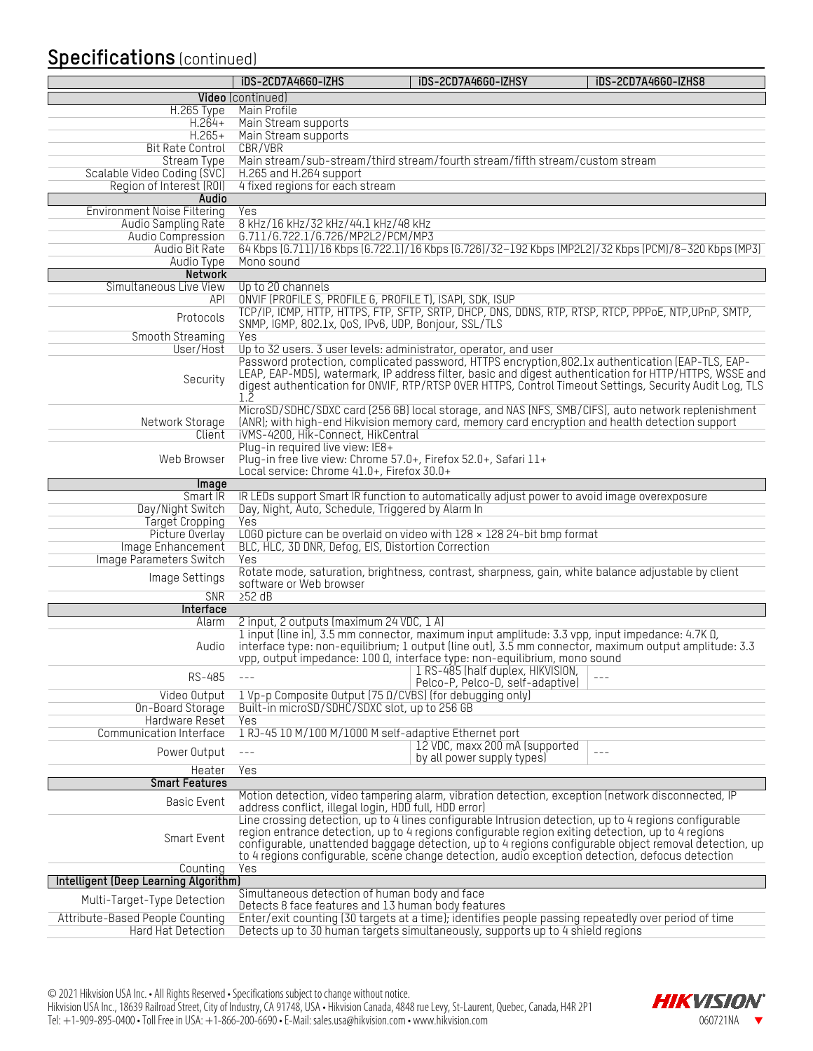## Specifications (continued)

| | iDS-2CD7A46G0-IZHS | iDS-2CD7A46G0-IZHSY | iDS-2CD7A46G0-IZHS8 |
|---|---|---|---|
| **Video** (continued) | | | |
| H.265 Type | Main Profile | | |
| H.264+ | Main Stream supports | | |
| H.265+ | Main Stream supports | | |
| Bit Rate Control | CBR/VBR | | |
| Stream Type | Main stream/sub-stream/third stream/fourth stream/fifth stream/custom stream | | |
| Scalable Video Coding (SVC) | H.265 and H.264 support | | |
| Region of Interest (ROI) | 4 fixed regions for each stream | | |
| **Audio** | | | |
| Environment Noise Filtering | Yes | | |
| Audio Sampling Rate | 8 kHz/16 kHz/32 kHz/44.1 kHz/48 kHz | | |
| Audio Compression | G.711/G.722.1/G.726/MP2L2/PCM/MP3 | | |
| Audio Bit Rate | 64 Kbps (G.711)/16 Kbps (G.722.1)/16 Kbps (G.726)/32–192 Kbps (MP2L2)/32 Kbps (PCM)/8–320 Kbps (MP3) | | |
| Audio Type | Mono sound | | |
| **Network** | | | |
| Simultaneous Live View | Up to 20 channels | | |
| API | ONVIF (PROFILE S, PROFILE G, PROFILE T), ISAPI, SDK, ISUP | | |
| Protocols | TCP/IP, ICMP, HTTP, HTTPS, FTP, SFTP, SRTP, DHCP, DNS, DDNS, RTP, RTSP, RTCP, PPPoE, NTP,UPnP, SMTP, SNMP, IGMP, 802.1x, QoS, IPv6, UDP, Bonjour, SSL/TLS | | |
| Smooth Streaming | Yes | | |
| User/Host | Up to 32 users. 3 user levels: administrator, operator, and user | | |
| Security | Password protection, complicated password, HTTPS encryption,802.1x authentication (EAP-TLS, EAP-LEAP, EAP-MD5), watermark, IP address filter, basic and digest authentication for HTTP/HTTPS, WSSE and digest authentication for ONVIF, RTP/RTSP OVER HTTPS, Control Timeout Settings, Security Audit Log, TLS 1.2 | | |
| Network Storage | MicroSD/SDHC/SDXC card (256 GB) local storage, and NAS (NFS, SMB/CIFS), auto network replenishment (ANR); with high-end Hikvision memory card, memory card encryption and health detection support | | |
| Client | iVMS-4200, Hik-Connect, HikCentral | | |
| Web Browser | Plug-in required live view: IE8+<br>Plug-in free live view: Chrome 57.0+, Firefox 52.0+, Safari 11+<br>Local service: Chrome 41.0+, Firefox 30.0+ | | |
| **Image** | | | |
| Smart IR | IR LEDs support Smart IR function to automatically adjust power to avoid image overexposure | | |
| Day/Night Switch | Day, Night, Auto, Schedule, Triggered by Alarm In | | |
| Target Cropping | Yes | | |
| Picture Overlay | LOGO picture can be overlaid on video with 128 × 128 24-bit bmp format | | |
| Image Enhancement | BLC, HLC, 3D DNR, Defog, EIS, Distortion Correction | | |
| Image Parameters Switch | Yes | | |
| Image Settings | Rotate mode, saturation, brightness, contrast, sharpness, gain, white balance adjustable by client software or Web browser | | |
| SNR | ≥52 dB | | |
| **Interface** | | | |
| Alarm | 2 input, 2 outputs (maximum 24 VDC, 1 A) | | |
| Audio | 1 input (line in), 3.5 mm connector, maximum input amplitude: 3.3 vpp, input impedance: 4.7K Ω, interface type: non-equilibrium; 1 output (line out), 3.5 mm connector, maximum output amplitude: 3.3 vpp, output impedance: 100 Ω, interface type: non-equilibrium, mono sound | | |
| RS-485 | --- | 1 RS-485 (half duplex, HIKVISION, Pelco-P, Pelco-D, self-adaptive) | --- |
| Video Output | 1 Vp-p Composite Output (75 Ω/CVBS) (for debugging only) | | |
| On-Board Storage | Built-in microSD/SDHC/SDXC slot, up to 256 GB | | |
| Hardware Reset | Yes | | |
| Communication Interface | 1 RJ-45 10 M/100 M/1000 M self-adaptive Ethernet port | | |
| Power Output | --- | 12 VDC, maxx 200 mA (supported by all power supply types) | --- |
| Heater | Yes | | |
| **Smart Features** | | | |
| Basic Event | Motion detection, video tampering alarm, vibration detection, exception (network disconnected, IP address conflict, illegal login, HDD full, HDD error) | | |
| Smart Event | Line crossing detection, up to 4 lines configurable Intrusion detection, up to 4 regions configurable region entrance detection, up to 4 regions configurable region exiting detection, up to 4 regions configurable, unattended baggage detection, up to 4 regions configurable object removal detection, up to 4 regions configurable, scene change detection, audio exception detection, defocus detection | | |
| Counting | Yes | | |
| **Intelligent (Deep Learning Algorithm)** | | | |
| Multi-Target-Type Detection | Simultaneous detection of human body and face<br>Detects 8 face features and 13 human body features | | |
| Attribute-Based People Counting | Enter/exit counting (30 targets at a time); identifies people passing repeatedly over period of time | | |
| Hard Hat Detection | Detects up to 30 human targets simultaneously, supports up to 4 shield regions | | |

© 2021 Hikvision USA Inc. • All Rights Reserved • Specifications subject to change without notice.
Hikvision USA Inc., 18639 Railroad Street, City of Industry, CA 91748, USA • Hikvision Canada, 4848 rue Levy, St-Laurent, Quebec, Canada, H4R 2P1
Tel: +1-909-895-0400 • Toll Free in USA: +1-866-200-6690 • E-Mail: sales.usa@hikvision.com • www.hikvision.com

060721NA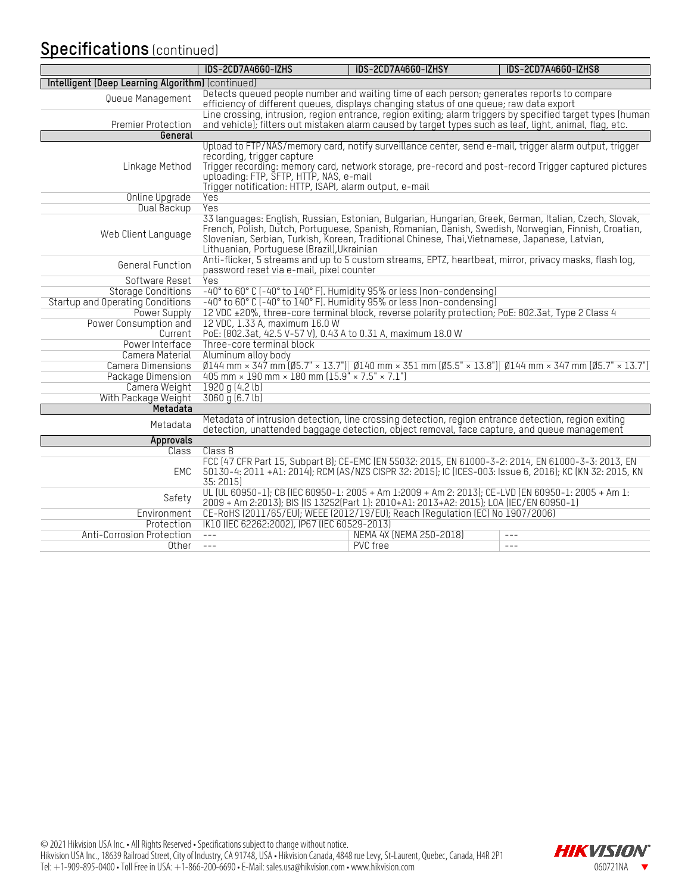## Specifications (continued)

| | iDS-2CD7A46G0-IZHS | iDS-2CD7A46G0-IZHSY | iDS-2CD7A46G0-IZHS8 |
|---|---|---|---|
| **Intelligent (Deep Learning Algorithm)** (continued) | | | |
| Queue Management | Detects queued people number and waiting time of each person; generates reports to compare efficiency of different queues, displays changing status of one queue; raw data export | | |
| Premier Protection | Line crossing, intrusion, region entrance, region exiting; alarm triggers by specified target types (human and vehicle); filters out mistaken alarm caused by target types such as leaf, light, animal, flag, etc. | | |
| **General** | | | |
| Linkage Method | Upload to FTP/NAS/memory card, notify surveillance center, send e-mail, trigger alarm output, trigger recording, trigger capture<br>Trigger recording: memory card, network storage, pre-record and post-record Trigger captured pictures uploading: FTP, SFTP, HTTP, NAS, e-mail<br>Trigger notification: HTTP, ISAPI, alarm output, e-mail | | |
| Online Upgrade | Yes | | |
| Dual Backup | Yes | | |
| Web Client Language | 33 languages: English, Russian, Estonian, Bulgarian, Hungarian, Greek, German, Italian, Czech, Slovak, French, Polish, Dutch, Portuguese, Spanish, Romanian, Danish, Swedish, Norwegian, Finnish, Croatian, Slovenian, Serbian, Turkish, Korean, Traditional Chinese, Thai,Vietnamese, Japanese, Latvian, Lithuanian, Portuguese (Brazil),Ukrainian | | |
| General Function | Anti-flicker, 5 streams and up to 5 custom streams, EPTZ, heartbeat, mirror, privacy masks, flash log, password reset via e-mail, pixel counter | | |
| Software Reset | Yes | | |
| Storage Conditions | -40° to 60° C (-40° to 140° F). Humidity 95% or less (non-condensing) | | |
| Startup and Operating Conditions | -40° to 60° C (-40° to 140° F). Humidity 95% or less (non-condensing) | | |
| Power Supply | 12 VDC ±20%, three-core terminal block, reverse polarity protection; PoE: 802.3at, Type 2 Class 4 | | |
| Power Consumption and Current | 12 VDC, 1.33 A, maximum 16.0 W<br>PoE: (802.3at, 42.5 V–57 V), 0.43 A to 0.31 A, maximum 18.0 W | | |
| Power Interface | Three-core terminal block | | |
| Camera Material | Aluminum alloy body | | |
| Camera Dimensions | Ø144 mm × 347 mm (Ø5.7" × 13.7") | Ø140 mm × 351 mm (Ø5.5" × 13.8") | Ø144 mm × 347 mm (Ø5.7" × 13.7") |
| Package Dimension | 405 mm × 190 mm × 180 mm (15.9" × 7.5" × 7.1") | | |
| Camera Weight | 1920 g (4.2 lb) | | |
| With Package Weight | 3060 g (6.7 lb) | | |
| **Metadata** | | | |
| Metadata | Metadata of intrusion detection, line crossing detection, region entrance detection, region exiting detection, unattended baggage detection, object removal, face capture, and queue management | | |
| **Approvals** | | | |
| Class | Class B | | |
| EMC | FCC (47 CFR Part 15, Subpart B); CE-EMC (EN 55032: 2015, EN 61000-3-2: 2014, EN 61000-3-3: 2013, EN 50130-4: 2011 +A1: 2014); RCM (AS/NZS CISPR 32: 2015); IC (ICES-003: Issue 6, 2016); KC (KN 32: 2015, KN 35: 2015) | | |
| Safety | UL (UL 60950-1); CB (IEC 60950-1: 2005 + Am 1:2009 + Am 2: 2013); CE-LVD (EN 60950-1: 2005 + Am 1: 2009 + Am 2:2013); BIS (IS 13252(Part 1): 2010+A1: 2013+A2: 2015); LOA (IEC/EN 60950-1) | | |
| Environment | CE-RoHS (2011/65/EU); WEEE (2012/19/EU); Reach (Regulation (EC) No 1907/2006) | | |
| Protection | IK10 (IEC 62262:2002), IP67 (IEC 60529-2013) | | |
| Anti-Corrosion Protection | --- | NEMA 4X (NEMA 250-2018) | --- |
| Other | --- | PVC free | --- |

© 2021 Hikvision USA Inc. • All Rights Reserved • Specifications subject to change without notice.
Hikvision USA Inc., 18639 Railroad Street, City of Industry, CA 91748, USA • Hikvision Canada, 4848 rue Levy, St-Laurent, Quebec, Canada, H4R 2P1
Tel: +1-909-895-0400 • Toll Free in USA: +1-866-200-6690 • E-Mail: sales.usa@hikvision.com • www.hikvision.com

HIKVISION 060721NA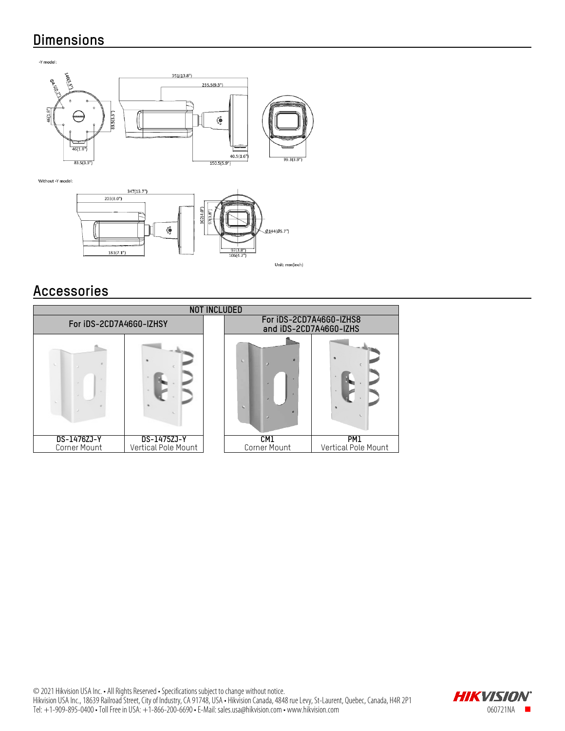## Dimensions

-Y model:

351(13.8")
235.5(9.3")
140(5.5")
Φ4.5(0.2")
46(1.8")
83.5(3.3")
46(1.8")
83.5(3.3")
40.5(1.6")
150.5(5.9")
99.3(3.9")

Without -Y model:

347(13.7")
203(8.0")
181(7.1")
102(4.0")
97(3.8")
Ø144(Ø5.7")
97(3.8")
106(4.2")

Unit: mm(inch)

## Accessories

| NOT INCLUDED | | | |
|---|---|---|---|
| For iDS-2CD7A46G0-IZHSY | | For iDS-2CD7A46G0-IZHS8 and iDS-2CD7A46G0-IZHS | |
| DS-1476ZJ-Y<br>Corner Mount | DS-1475ZJ-Y<br>Vertical Pole Mount | CM1<br>Corner Mount | PM1<br>Vertical Pole Mount |

© 2021 Hikvision USA Inc. • All Rights Reserved • Specifications subject to change without notice.
Hikvision USA Inc., 18639 Railroad Street, City of Industry, CA 91748, USA • Hikvision Canada, 4848 rue Levy, St-Laurent, Quebec, Canada, H4R 2P1
Tel: +1-909-895-0400 • Toll Free in USA: +1-866-200-6690 • E-Mail: sales.usa@hikvision.com • www.hikvision.com

HIKVISION
060721NA